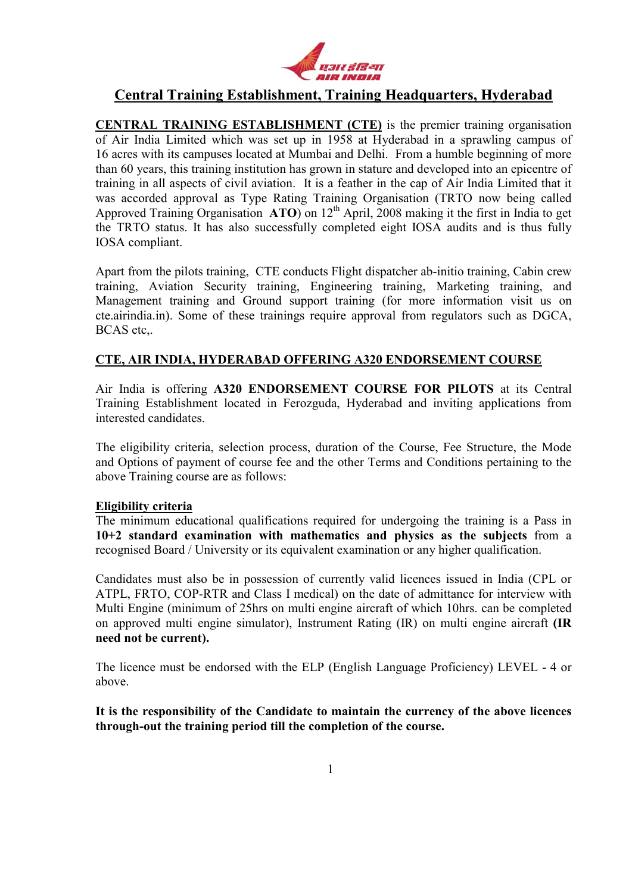# Central Training Establishment, Training Headquarters, Hyderabad

**CENTRAL TRAINING ESTABLISHMENT (CTE)** is the premier training organisation of Air India Limited which was set up in 1958 at Hyderabad in a sprawling campus of 16 acres with its campuses located at Mumbai and Delhi. From a humble beginning of more than 60 years, this training institution has grown in stature and developed into an epicentre of training in all aspects of civil aviation. It is a feather in the cap of Air India Limited that it was accorded approval as Type Rating Training Organisation (TRTO now being called Approved Training Organisation **ATO**) on 12th April, 2008 making it the first in India to get the TRTO status. It has also successfully completed eight IOSA audits and is thus fully IOSA compliant.

Apart from the pilots training, CTE conducts Flight dispatcher ab-initio training, Cabin crew training, Aviation Security training, Engineering training, Marketing training, and Management training and Ground support training (for more information visit us on cte.airindia.in). Some of these trainings require approval from regulators such as DGCA, BCAS etc,.

## CTE, AIR INDIA, HYDERABAD OFFERING A320 ENDORSEMENT COURSE

Air India is offering **A320 ENDORSEMENT COURSE FOR PILOTS** at its Central Training Establishment located in Ferozguda, Hyderabad and inviting applications from interested candidates.

The eligibility criteria, selection process, duration of the Course, Fee Structure, the Mode and Options of payment of course fee and the other Terms and Conditions pertaining to the above Training course are as follows:

### Eligibility criteria

The minimum educational qualifications required for undergoing the training is a Pass in **10+2 standard examination with mathematics and physics as the subjects** from a recognised Board / University or its equivalent examination or any higher qualification.

Candidates must also be in possession of currently valid licences issued in India (CPL or ATPL, FRTO, COP-RTR and Class I medical) on the date of admittance for interview with Multi Engine (minimum of 25hrs on multi engine aircraft of which 10hrs. can be completed on approved multi engine simulator), Instrument Rating (IR) on multi engine aircraft **(IR need not be current).**

The licence must be endorsed with the ELP (English Language Proficiency) LEVEL - 4 or above.

**It is the responsibility of the Candidate to maintain the currency of the above licences through-out the training period till the completion of the course.**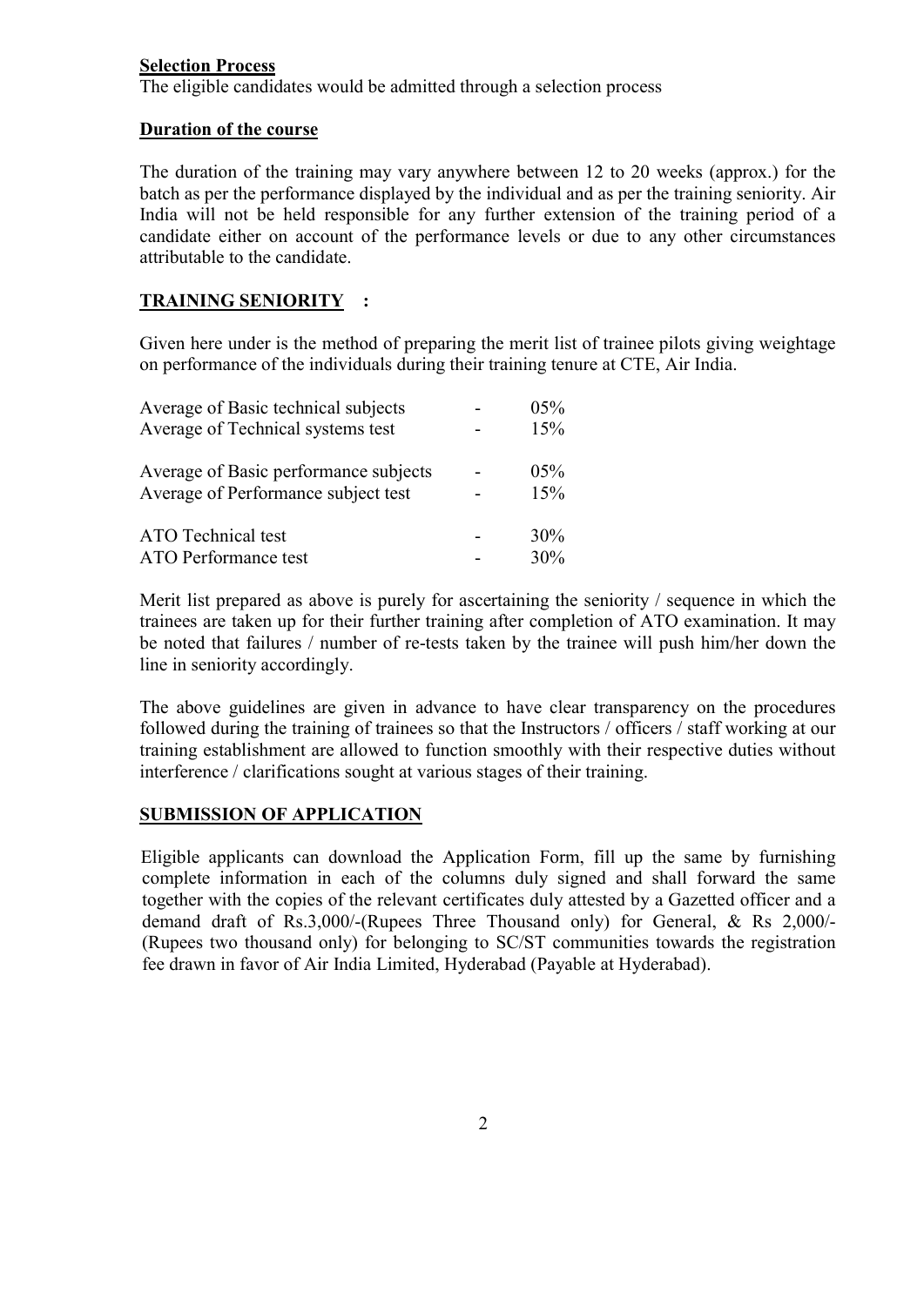**Selection Process**

The eligible candidates would be admitted through a selection process

**Duration of the course**

The duration of the training may vary anywhere between 12 to 20 weeks (approx.) for the batch as per the performance displayed by the individual and as per the training seniority. Air India will not be held responsible for any further extension of the training period of a candidate either on account of the performance levels or due to any other circumstances attributable to the candidate.

**TRAINING SENIORITY :**

Given here under is the method of preparing the merit list of trainee pilots giving weightage on performance of the individuals during their training tenure at CTE, Air India.

| | | |
|---|---|---|
| Average of Basic technical subjects | - | 05% |
| Average of Technical systems test | - | 15% |
| Average of Basic performance subjects | - | 05% |
| Average of Performance subject test | - | 15% |
| ATO Technical test | - | 30% |
| ATO Performance test | - | 30% |

Merit list prepared as above is purely for ascertaining the seniority / sequence in which the trainees are taken up for their further training after completion of ATO examination. It may be noted that failures / number of re-tests taken by the trainee will push him/her down the line in seniority accordingly.

The above guidelines are given in advance to have clear transparency on the procedures followed during the training of trainees so that the Instructors / officers / staff working at our training establishment are allowed to function smoothly with their respective duties without interference / clarifications sought at various stages of their training.

**SUBMISSION OF APPLICATION**

Eligible applicants can download the Application Form, fill up the same by furnishing complete information in each of the columns duly signed and shall forward the same together with the copies of the relevant certificates duly attested by a Gazetted officer and a demand draft of Rs.3,000/-(Rupees Three Thousand only) for General, & Rs 2,000/- (Rupees two thousand only) for belonging to SC/ST communities towards the registration fee drawn in favor of Air India Limited, Hyderabad (Payable at Hyderabad).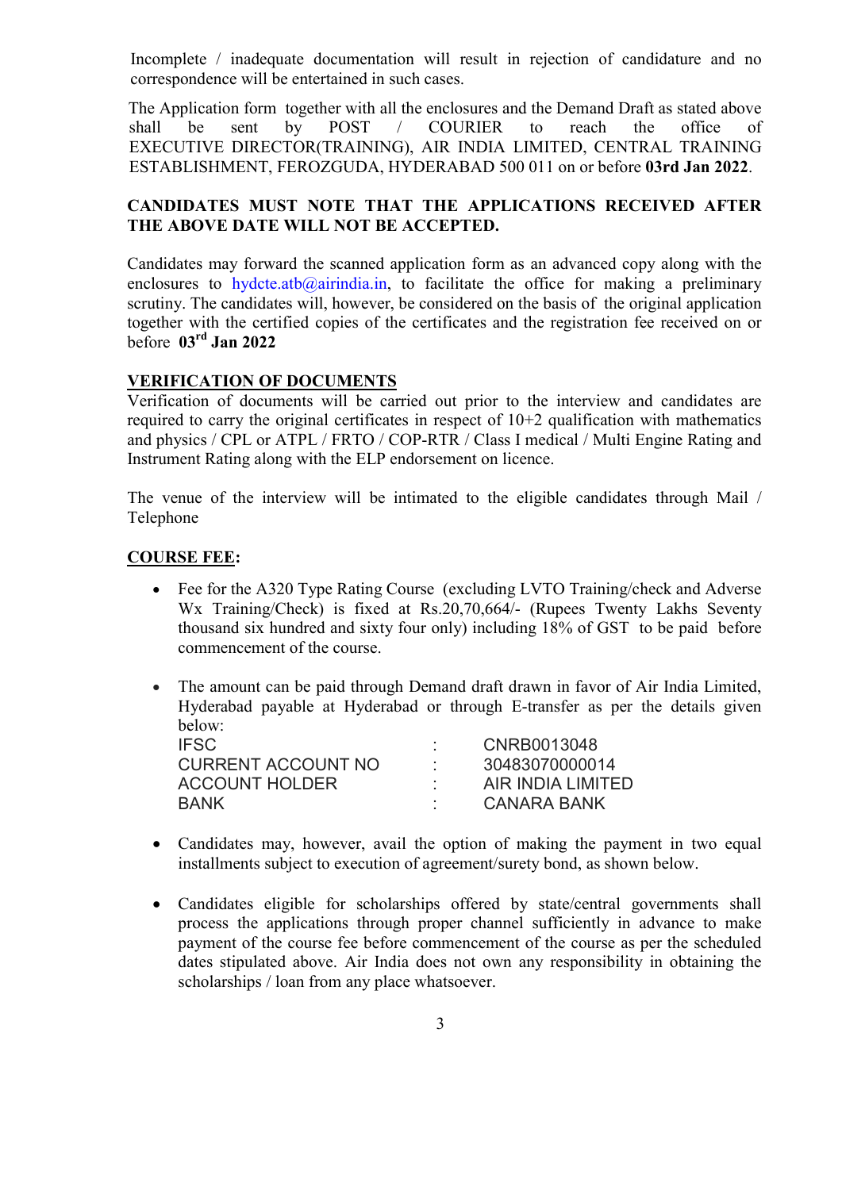Incomplete / inadequate documentation will result in rejection of candidature and no correspondence will be entertained in such cases.

The Application form together with all the enclosures and the Demand Draft as stated above shall be sent by POST / COURIER to reach the office of EXECUTIVE DIRECTOR(TRAINING), AIR INDIA LIMITED, CENTRAL TRAINING ESTABLISHMENT, FEROZGUDA, HYDERABAD 500 011 on or before **03rd Jan 2022**.

**CANDIDATES MUST NOTE THAT THE APPLICATIONS RECEIVED AFTER THE ABOVE DATE WILL NOT BE ACCEPTED.**

Candidates may forward the scanned application form as an advanced copy along with the enclosures to hydcte.atb@airindia.in, to facilitate the office for making a preliminary scrutiny. The candidates will, however, be considered on the basis of the original application together with the certified copies of the certificates and the registration fee received on or before **03rd Jan 2022**

**VERIFICATION OF DOCUMENTS**

Verification of documents will be carried out prior to the interview and candidates are required to carry the original certificates in respect of 10+2 qualification with mathematics and physics / CPL or ATPL / FRTO / COP-RTR / Class I medical / Multi Engine Rating and Instrument Rating along with the ELP endorsement on licence.

The venue of the interview will be intimated to the eligible candidates through Mail / Telephone

**COURSE FEE:**

- Fee for the A320 Type Rating Course (excluding LVTO Training/check and Adverse Wx Training/Check) is fixed at Rs.20,70,664/- (Rupees Twenty Lakhs Seventy thousand six hundred and sixty four only) including 18% of GST to be paid before commencement of the course.

- The amount can be paid through Demand draft drawn in favor of Air India Limited, Hyderabad payable at Hyderabad or through E-transfer as per the details given below:

| | | |
|---|---|---|
| IFSC | : | CNRB0013048 |
| CURRENT ACCOUNT NO | : | 30483070000014 |
| ACCOUNT HOLDER | : | AIR INDIA LIMITED |
| BANK | : | CANARA BANK |

- Candidates may, however, avail the option of making the payment in two equal installments subject to execution of agreement/surety bond, as shown below.

- Candidates eligible for scholarships offered by state/central governments shall process the applications through proper channel sufficiently in advance to make payment of the course fee before commencement of the course as per the scheduled dates stipulated above. Air India does not own any responsibility in obtaining the scholarships / loan from any place whatsoever.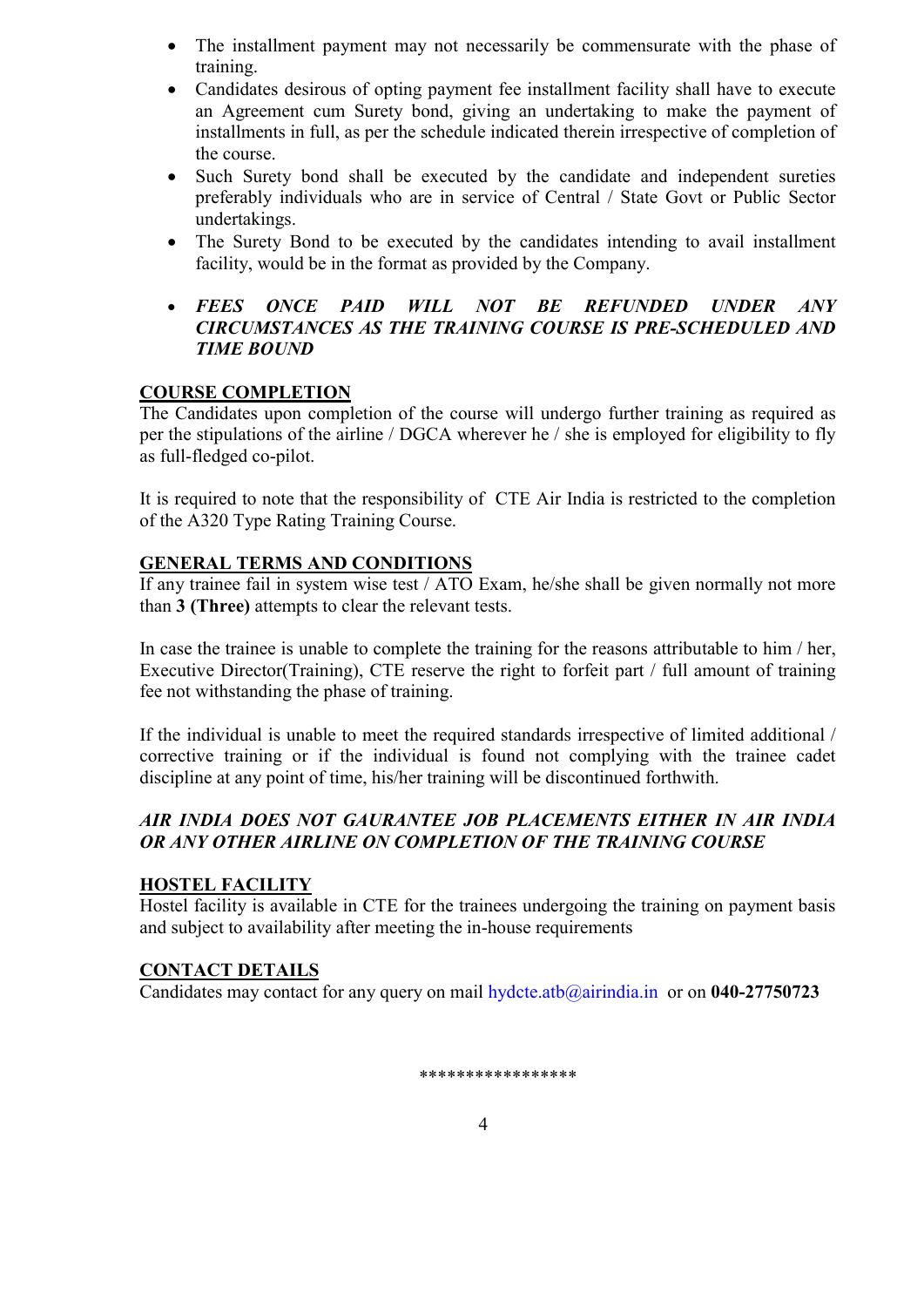- The installment payment may not necessarily be commensurate with the phase of training.
- Candidates desirous of opting payment fee installment facility shall have to execute an Agreement cum Surety bond, giving an undertaking to make the payment of installments in full, as per the schedule indicated therein irrespective of completion of the course.
- Such Surety bond shall be executed by the candidate and independent sureties preferably individuals who are in service of Central / State Govt or Public Sector undertakings.
- The Surety Bond to be executed by the candidates intending to avail installment facility, would be in the format as provided by the Company.

- ***FEES ONCE PAID WILL NOT BE REFUNDED UNDER ANY CIRCUMSTANCES AS THE TRAINING COURSE IS PRE-SCHEDULED AND TIME BOUND***

**COURSE COMPLETION**

The Candidates upon completion of the course will undergo further training as required as per the stipulations of the airline / DGCA wherever he / she is employed for eligibility to fly as full-fledged co-pilot.

It is required to note that the responsibility of CTE Air India is restricted to the completion of the A320 Type Rating Training Course.

**GENERAL TERMS AND CONDITIONS**

If any trainee fail in system wise test / ATO Exam, he/she shall be given normally not more than **3 (Three)** attempts to clear the relevant tests.

In case the trainee is unable to complete the training for the reasons attributable to him / her, Executive Director(Training), CTE reserve the right to forfeit part / full amount of training fee not withstanding the phase of training.

If the individual is unable to meet the required standards irrespective of limited additional / corrective training or if the individual is found not complying with the trainee cadet discipline at any point of time, his/her training will be discontinued forthwith.

***AIR INDIA DOES NOT GAURANTEE JOB PLACEMENTS EITHER IN AIR INDIA OR ANY OTHER AIRLINE ON COMPLETION OF THE TRAINING COURSE***

**HOSTEL FACILITY**

Hostel facility is available in CTE for the trainees undergoing the training on payment basis and subject to availability after meeting the in-house requirements

**CONTACT DETAILS**

Candidates may contact for any query on mail hydcte.atb@airindia.in or on **040-27750723**

*****************